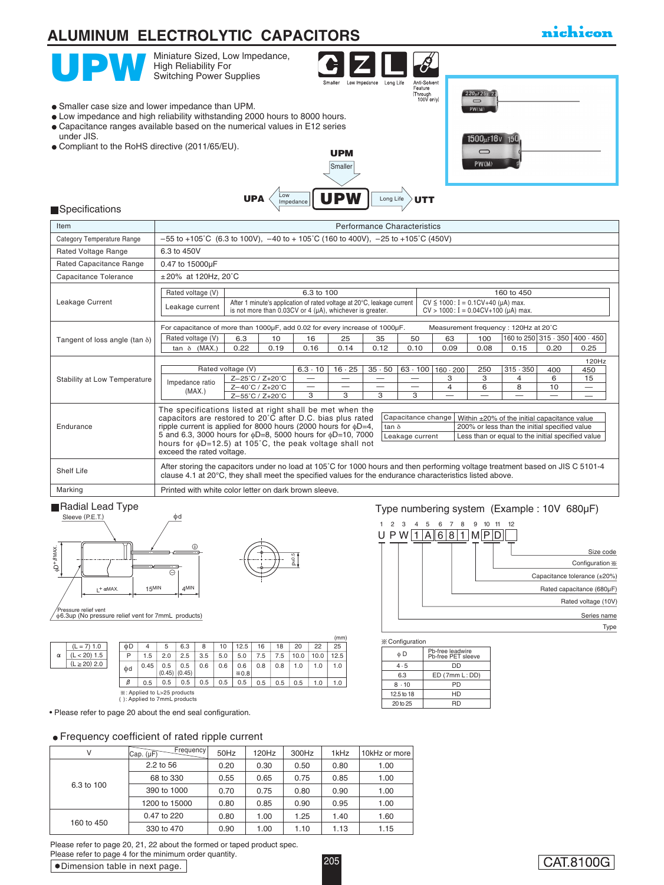# ALUMINUM ELECTROLYTIC CAPACITORS

nichicon

# UPW

Miniature Sized, Low Impedance, High Reliability For Switching Power Supplies

Smaller | Low Impedance | Long Life | Anti-Solvent Feature (Through 100V only)

- Smaller case size and lower impedance than UPM.
- Low impedance and high reliability withstanding 2000 hours to 8000 hours.
- Capacitance ranges available based on the numerical values in E12 series under JIS.
- Compliant to the RoHS directive (2011/65/EU).

UPM → (Smaller) → UPW; UPA ← (Low Impedance) — UPW — (Long Life) → UTT

## Specifications

| Item | Performance Characteristics |
|---|---|
| Category Temperature Range | −55 to +105˚C (6.3 to 100V), −40 to + 105˚C (160 to 400V), −25 to +105˚C (450V) |
| Rated Voltage Range | 6.3 to 450V |
| Rated Capacitance Range | 0.47 to 15000µF |
| Capacitance Tolerance | ±20% at 120Hz, 20˚C |

**Leakage Current**

| Rated voltage (V) | 6.3 to 100 | 160 to 450 |
|---|---|---|
| Leakage current | After 1 minute's application of rated voltage at 20°C, leakage current is not more than 0.03CV or 4 (µA), whichever is greater. | CV ≤ 1000 : I = 0.1CV+40 (µA) max.<br>CV > 1000 : I = 0.04CV+100 (µA) max. |

**Tangent of loss angle (tan δ)**

For capacitance of more than 1000µF, add 0.02 for every increase of 1000µF. Measurement frequency : 120Hz at 20˚C

| Rated voltage (V) | 6.3 | 10 | 16 | 25 | 35 | 50 | 63 | 100 | 160 to 250 | 315 · 350 | 400 · 450 |
|---|---|---|---|---|---|---|---|---|---|---|---|
| tan δ (MAX.) | 0.22 | 0.19 | 0.16 | 0.14 | 0.12 | 0.10 | 0.09 | 0.08 | 0.15 | 0.20 | 0.25 |

**Stability at Low Temperature** (120Hz)

| Rated voltage (V) | | 6.3 · 10 | 16 · 25 | 35 · 50 | 63 · 100 | 160 · 200 | 250 | 315 · 350 | 400 | 450 |
|---|---|---|---|---|---|---|---|---|---|---|
| Impedance ratio (MAX.) | Z−25˚C / Z+20˚C | — | — | — | — | 3 | 3 | 4 | 6 | 15 |
| | Z−40˚C / Z+20˚C | — | — | — | — | 4 | 6 | 8 | 10 | — |
| | Z−55˚C / Z+20˚C | 3 | 3 | 3 | 3 | — | — | — | — | — |

**Endurance**

The specifications listed at right shall be met when the capacitors are restored to 20˚C after D.C. bias plus rated ripple current is applied for 8000 hours (2000 hours for ϕD=4, 5 and 6.3, 3000 hours for ϕD=8, 5000 hours for ϕD=10, 7000 hours for ϕD=12.5) at 105˚C, the peak voltage shall not exceed the rated voltage.

| Capacitance change | Within ±20% of the initial capacitance value |
|---|---|
| tan δ | 200% or less than the initial specified value |
| Leakage current | Less than or equal to the initial specified value |

| Item | Performance Characteristics |
|---|---|
| Shelf Life | After storing the capacitors under no load at 105˚C for 1000 hours and then performing voltage treatment based on JIS C 5101-4 clause 4.1 at 20°C, they shall meet the specified values for the endurance characteristics listed above. |
| Marking | Printed with white color letter on dark brown sleeve. |

## Radial Lead Type

Sleeve (P.E.T.) ϕd ⊕ ⊖ ϕD+βMAX. L+αMAX. 15MIN 4MIN P±0.5

Pressure relief vent ϕ6.3up (No pressure relief vent for 7mmL products)

| α | |
|---|---|
| (L = 7) | 1.0 |
| (L < 20) | 1.5 |
| (L ≥ 20) | 2.0 |

(mm)

| ϕD | 4 | 5 | 6.3 | 8 | 10 | 12.5 | 16 | 18 | 20 | 22 | 25 |
|---|---|---|---|---|---|---|---|---|---|---|---|
| P | 1.5 | 2.0 | 2.5 | 3.5 | 5.0 | 5.0 | 7.5 | 7.5 | 10.0 | 10.0 | 12.5 |
| ϕd | 0.45 | 0.5 (0.45) | 0.5 (0.45) | 0.6 | 0.6 | 0.6 ※0.8 | 0.8 | 0.8 | 1.0 | 1.0 | 1.0 |
| β | 0.5 | 0.5 | 0.5 | 0.5 | 0.5 | 0.5 | 0.5 | 0.5 | 0.5 | 1.0 | 1.0 |

※: Applied to L>25 products
( ): Applied to 7mmL products

• Please refer to page 20 about the end seal configuration.

## Type numbering system (Example : 10V 680µF)

| 1 | 2 | 3 | 4 | 5 | 6 | 7 | 8 | 9 | 10 | 11 | 12 |
|---|---|---|---|---|---|---|---|---|---|---|---|
| U | P | W | 1 | A | 6 | 8 | 1 | M | P | D | |

- Type (1–3)
- Series name
- Rated voltage (10V) (4–5)
- Rated capacitance (680µF) (6–8)
- Capacitance tolerance (±20%) (9)
- Configuration ※ (10–11)
- Size code (12)

※ Configuration

| ϕD | Pb-free leadwire Pb-free PET sleeve |
|---|---|
| 4 · 5 | DD |
| 6.3 | ED (7mm L : DD) |
| 8 · 10 | PD |
| 12.5 to 18 | HD |
| 20 to 25 | RD |

## ● Frequency coefficient of rated ripple current

| V | Cap. (µF) \ Frequency | 50Hz | 120Hz | 300Hz | 1kHz | 10kHz or more |
|---|---|---|---|---|---|---|
| 6.3 to 100 | 2.2 to 56 | 0.20 | 0.30 | 0.50 | 0.80 | 1.00 |
| | 68 to 330 | 0.55 | 0.65 | 0.75 | 0.85 | 1.00 |
| | 390 to 1000 | 0.70 | 0.75 | 0.80 | 0.90 | 1.00 |
| | 1200 to 15000 | 0.80 | 0.85 | 0.90 | 0.95 | 1.00 |
| 160 to 450 | 0.47 to 220 | 0.80 | 1.00 | 1.25 | 1.40 | 1.60 |
| | 330 to 470 | 0.90 | 1.00 | 1.10 | 1.13 | 1.15 |

Please refer to page 20, 21, 22 about the formed or taped product spec.
Please refer to page 4 for the minimum order quantity.

● Dimension table in next page.

CAT.8100G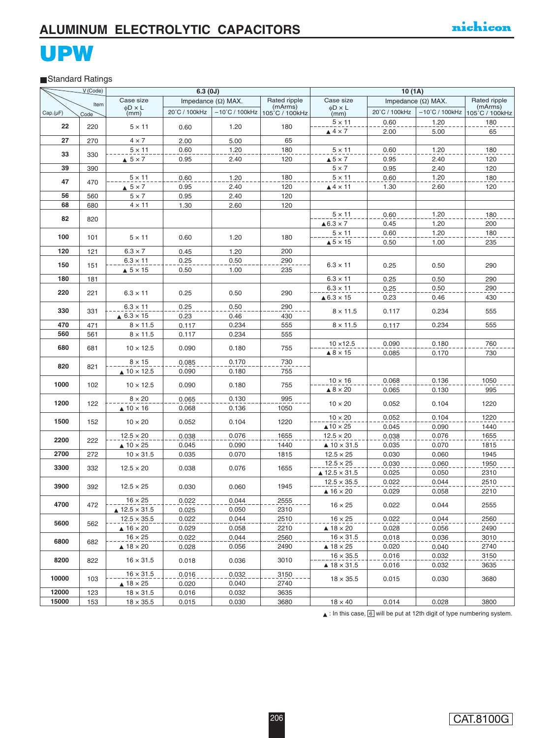# ALUMINUM ELECTROLYTIC CAPACITORS

# UPW

■Standard Ratings

| Cap.(μF) | Code | 6.3 (0J) Case size φD × L (mm) | 6.3 (0J) Impedance (Ω) MAX. 20°C / 100kHz | 6.3 (0J) Impedance (Ω) MAX. −10°C / 100kHz | 6.3 (0J) Rated ripple (mArms) 105°C / 100kHz | 10 (1A) Case size φD × L (mm) | 10 (1A) Impedance (Ω) MAX. 20°C / 100kHz | 10 (1A) Impedance (Ω) MAX. −10°C / 100kHz | 10 (1A) Rated ripple (mArms) 105°C / 100kHz |
|---|---|---|---|---|---|---|---|---|---|
| 22 | 220 | 5 × 11 | 0.60 | 1.20 | 180 | 5 × 11 | 0.60 | 1.20 | 180 |
| | | | | | | ▲4 × 7 | 2.00 | 5.00 | 65 |
| 27 | 270 | 4 × 7 | 2.00 | 5.00 | 65 | | | | |
| 33 | 330 | 5 × 11 | 0.60 | 1.20 | 180 | 5 × 11 | 0.60 | 1.20 | 180 |
| | | ▲5 × 7 | 0.95 | 2.40 | 120 | ▲5 × 7 | 0.95 | 2.40 | 120 |
| 39 | 390 | | | | | 5 × 7 | 0.95 | 2.40 | 120 |
| 47 | 470 | 5 × 11 | 0.60 | 1.20 | 180 | 5 × 11 | 0.60 | 1.20 | 180 |
| | | ▲5 × 7 | 0.95 | 2.40 | 120 | ▲4 × 11 | 1.30 | 2.60 | 120 |
| 56 | 560 | 5 × 7 | 0.95 | 2.40 | 120 | | | | |
| 68 | 680 | 4 × 11 | 1.30 | 2.60 | 120 | | | | |
| 82 | 820 | | | | | 5 × 11 | 0.60 | 1.20 | 180 |
| | | | | | | ▲6.3 × 7 | 0.45 | 1.20 | 200 |
| 100 | 101 | 5 × 11 | 0.60 | 1.20 | 180 | 5 × 11 | 0.60 | 1.20 | 180 |
| | | | | | | ▲5 × 15 | 0.50 | 1.00 | 235 |
| 120 | 121 | 6.3 × 7 | 0.45 | 1.20 | 200 | | | | |
| 150 | 151 | 6.3 × 11 | 0.25 | 0.50 | 290 | 6.3 × 11 | 0.25 | 0.50 | 290 |
| | | ▲5 × 15 | 0.50 | 1.00 | 235 | | | | |
| 180 | 181 | | | | | 6.3 × 11 | 0.25 | 0.50 | 290 |
| 220 | 221 | 6.3 × 11 | 0.25 | 0.50 | 290 | 6.3 × 11 | 0.25 | 0.50 | 290 |
| | | | | | | ▲6.3 × 15 | 0.23 | 0.46 | 430 |
| 330 | 331 | 6.3 × 11 | 0.25 | 0.50 | 290 | 8 × 11.5 | 0.117 | 0.234 | 555 |
| | | ▲6.3 × 15 | 0.23 | 0.46 | 430 | | | | |
| 470 | 471 | 8 × 11.5 | 0.117 | 0.234 | 555 | 8 × 11.5 | 0.117 | 0.234 | 555 |
| 560 | 561 | 8 × 11.5 | 0.117 | 0.234 | 555 | | | | |
| 680 | 681 | 10 × 12.5 | 0.090 | 0.180 | 755 | 10 ×12.5 | 0.090 | 0.180 | 760 |
| | | | | | | ▲8 × 15 | 0.085 | 0.170 | 730 |
| 820 | 821 | 8 × 15 | 0.085 | 0.170 | 730 | | | | |
| | | ▲10 × 12.5 | 0.090 | 0.180 | 755 | | | | |
| 1000 | 102 | 10 × 12.5 | 0.090 | 0.180 | 755 | 10 × 16 | 0.068 | 0.136 | 1050 |
| | | | | | | ▲8 × 20 | 0.065 | 0.130 | 995 |
| 1200 | 122 | 8 × 20 | 0.065 | 0.130 | 995 | 10 × 20 | 0.052 | 0.104 | 1220 |
| | | ▲10 × 16 | 0.068 | 0.136 | 1050 | | | | |
| 1500 | 152 | 10 × 20 | 0.052 | 0.104 | 1220 | 10 × 20 | 0.052 | 0.104 | 1220 |
| | | | | | | ▲10 × 25 | 0.045 | 0.090 | 1440 |
| 2200 | 222 | 12.5 × 20 | 0.038 | 0.076 | 1655 | 12.5 × 20 | 0.038 | 0.076 | 1655 |
| | | ▲10 × 25 | 0.045 | 0.090 | 1440 | ▲10 × 31.5 | 0.035 | 0.070 | 1815 |
| 2700 | 272 | 10 × 31.5 | 0.035 | 0.070 | 1815 | 12.5 × 25 | 0.030 | 0.060 | 1945 |
| 3300 | 332 | 12.5 × 20 | 0.038 | 0.076 | 1655 | 12.5 × 25 | 0.030 | 0.060 | 1950 |
| | | | | | | ▲12.5 × 31.5 | 0.025 | 0.050 | 2310 |
| 3900 | 392 | 12.5 × 25 | 0.030 | 0.060 | 1945 | 12.5 × 35.5 | 0.022 | 0.044 | 2510 |
| | | | | | | ▲16 × 20 | 0.029 | 0.058 | 2210 |
| 4700 | 472 | 16 × 25 | 0.022 | 0.044 | 2555 | 16 × 25 | 0.022 | 0.044 | 2555 |
| | | ▲12.5 × 31.5 | 0.025 | 0.050 | 2310 | | | | |
| 5600 | 562 | 12.5 × 35.5 | 0.022 | 0.044 | 2510 | 16 × 25 | 0.022 | 0.044 | 2560 |
| | | ▲16 × 20 | 0.029 | 0.058 | 2210 | ▲18 × 20 | 0.028 | 0.056 | 2490 |
| 6800 | 682 | 16 × 25 | 0.022 | 0.044 | 2560 | 16 × 31.5 | 0.018 | 0.036 | 3010 |
| | | ▲18 × 20 | 0.028 | 0.056 | 2490 | ▲18 × 25 | 0.020 | 0.040 | 2740 |
| 8200 | 822 | 16 × 31.5 | 0.018 | 0.036 | 3010 | 16 × 35.5 | 0.016 | 0.032 | 3150 |
| | | | | | | ▲18 × 31.5 | 0.016 | 0.032 | 3635 |
| 10000 | 103 | 16 × 31.5 | 0.016 | 0.032 | 3150 | 18 × 35.5 | 0.015 | 0.030 | 3680 |
| | | ▲18 × 25 | 0.020 | 0.040 | 2740 | | | | |
| 12000 | 123 | 18 × 31.5 | 0.016 | 0.032 | 3635 | | | | |
| 15000 | 153 | 18 × 35.5 | 0.015 | 0.030 | 3680 | 18 × 40 | 0.014 | 0.028 | 3800 |

▲: In this case, 6 will be put at 12th digit of type numbering system.

CAT.8100G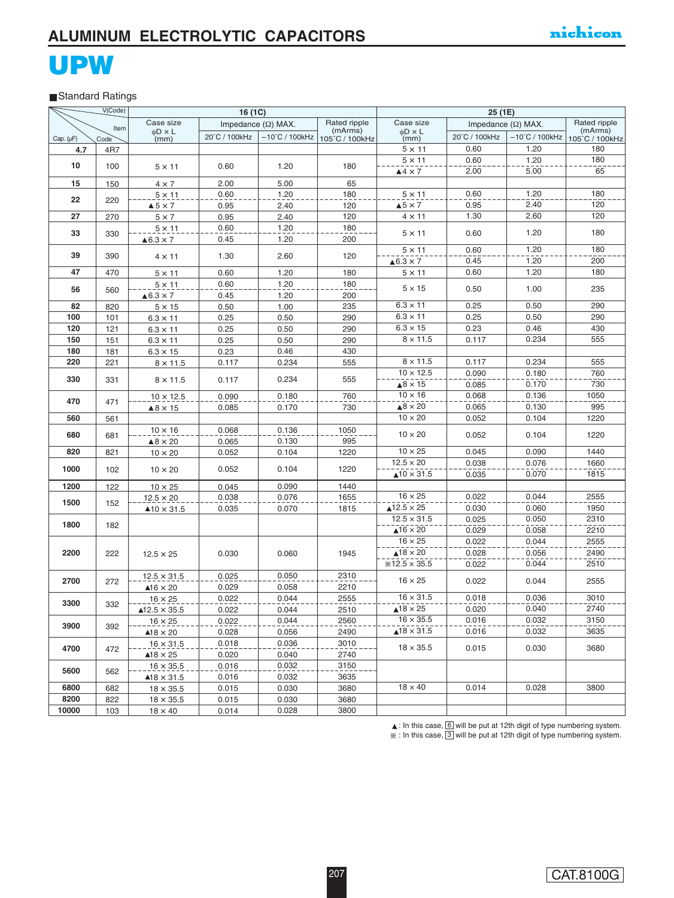# ALUMINUM ELECTROLYTIC CAPACITORS

# UPW

■Standard Ratings

| Cap. (µF) | Code | 16 (1C) Case size φD × L (mm) | 16 (1C) Impedance (Ω) MAX. 20°C / 100kHz | 16 (1C) Impedance (Ω) MAX. −10°C / 100kHz | 16 (1C) Rated ripple (mArms) 105°C / 100kHz | 25 (1E) Case size φD × L (mm) | 25 (1E) Impedance (Ω) MAX. 20°C / 100kHz | 25 (1E) Impedance (Ω) MAX. −10°C / 100kHz | 25 (1E) Rated ripple (mArms) 105°C / 100kHz |
|---|---|---|---|---|---|---|---|---|---|
| 4.7 | 4R7 | | | | | 5 × 11 | 0.60 | 1.20 | 180 |
| 10 | 100 | 5 × 11 | 0.60 | 1.20 | 180 | 5 × 11 | 0.60 | 1.20 | 180 |
| | | | | | | ▲4 × 7 | 2.00 | 5.00 | 65 |
| 15 | 150 | 4 × 7 | 2.00 | 5.00 | 65 | | | | |
| 22 | 220 | 5 × 11 | 0.60 | 1.20 | 180 | 5 × 11 | 0.60 | 1.20 | 180 |
| | | ▲5 × 7 | 0.95 | 2.40 | 120 | ▲5 × 7 | 0.95 | 2.40 | 120 |
| 27 | 270 | 5 × 7 | 0.95 | 2.40 | 120 | 4 × 11 | 1.30 | 2.60 | 120 |
| 33 | 330 | 5 × 11 | 0.60 | 1.20 | 180 | 5 × 11 | 0.60 | 1.20 | 180 |
| | | ▲6.3 × 7 | 0.45 | 1.20 | 200 | | | | |
| 39 | 390 | 4 × 11 | 1.30 | 2.60 | 120 | 5 × 11 | 0.60 | 1.20 | 180 |
| | | | | | | ▲6.3 × 7 | 0.45 | 1.20 | 200 |
| 47 | 470 | 5 × 11 | 0.60 | 1.20 | 180 | 5 × 11 | 0.60 | 1.20 | 180 |
| 56 | 560 | 5 × 11 | 0.60 | 1.20 | 180 | 5 × 15 | 0.50 | 1.00 | 235 |
| | | ▲6.3 × 7 | 0.45 | 1.20 | 200 | | | | |
| 82 | 820 | 5 × 15 | 0.50 | 1.00 | 235 | 6.3 × 11 | 0.25 | 0.50 | 290 |
| 100 | 101 | 6.3 × 11 | 0.25 | 0.50 | 290 | 6.3 × 11 | 0.25 | 0.50 | 290 |
| 120 | 121 | 6.3 × 11 | 0.25 | 0.50 | 290 | 6.3 × 15 | 0.23 | 0.46 | 430 |
| 150 | 151 | 6.3 × 11 | 0.25 | 0.50 | 290 | 8 × 11.5 | 0.117 | 0.234 | 555 |
| 180 | 181 | 6.3 × 15 | 0.23 | 0.46 | 430 | | | | |
| 220 | 221 | 8 × 11.5 | 0.117 | 0.234 | 555 | 8 × 11.5 | 0.117 | 0.234 | 555 |
| 330 | 331 | 8 × 11.5 | 0.117 | 0.234 | 555 | 10 × 12.5 | 0.090 | 0.180 | 760 |
| | | | | | | ▲8 × 15 | 0.085 | 0.170 | 730 |
| 470 | 471 | 10 × 12.5 | 0.090 | 0.180 | 760 | 10 × 16 | 0.068 | 0.136 | 1050 |
| | | ▲8 × 15 | 0.085 | 0.170 | 730 | ▲8 × 20 | 0.065 | 0.130 | 995 |
| 560 | 561 | | | | | 10 × 20 | 0.052 | 0.104 | 1220 |
| 680 | 681 | 10 × 16 | 0.068 | 0.136 | 1050 | 10 × 20 | 0.052 | 0.104 | 1220 |
| | | ▲8 × 20 | 0.065 | 0.130 | 995 | | | | |
| 820 | 821 | 10 × 20 | 0.052 | 0.104 | 1220 | 10 × 25 | 0.045 | 0.090 | 1440 |
| 1000 | 102 | 10 × 20 | 0.052 | 0.104 | 1220 | 12.5 × 20 | 0.038 | 0.076 | 1660 |
| | | | | | | ▲10 × 31.5 | 0.035 | 0.070 | 1815 |
| 1200 | 122 | 10 × 25 | 0.045 | 0.090 | 1440 | | | | |
| 1500 | 152 | 12.5 × 20 | 0.038 | 0.076 | 1655 | 16 × 25 | 0.022 | 0.044 | 2555 |
| | | ▲10 × 31.5 | 0.035 | 0.070 | 1815 | ▲12.5 × 25 | 0.030 | 0.060 | 1950 |
| 1800 | 182 | | | | | 12.5 × 31.5 | 0.025 | 0.050 | 2310 |
| | | | | | | ▲16 × 20 | 0.029 | 0.058 | 2210 |
| 2200 | 222 | 12.5 × 25 | 0.030 | 0.060 | 1945 | 16 × 25 | 0.022 | 0.044 | 2555 |
| | | | | | | ▲18 × 20 | 0.028 | 0.056 | 2490 |
| | | | | | | ※12.5 × 35.5 | 0.022 | 0.044 | 2510 |
| 2700 | 272 | 12.5 × 31.5 | 0.025 | 0.050 | 2310 | 16 × 25 | 0.022 | 0.044 | 2555 |
| | | ▲16 × 20 | 0.029 | 0.058 | 2210 | | | | |
| 3300 | 332 | 16 × 25 | 0.022 | 0.044 | 2555 | 16 × 31.5 | 0.018 | 0.036 | 3010 |
| | | ▲12.5 × 35.5 | 0.022 | 0.044 | 2510 | ▲18 × 25 | 0.020 | 0.040 | 2740 |
| 3900 | 392 | 16 × 25 | 0.022 | 0.044 | 2560 | 16 × 35.5 | 0.016 | 0.032 | 3150 |
| | | ▲18 × 20 | 0.028 | 0.056 | 2490 | ▲18 × 31.5 | 0.016 | 0.032 | 3635 |
| 4700 | 472 | 16 × 31.5 | 0.018 | 0.036 | 3010 | 18 × 35.5 | 0.015 | 0.030 | 3680 |
| | | ▲18 × 25 | 0.020 | 0.040 | 2740 | | | | |
| 5600 | 562 | 16 × 35.5 | 0.016 | 0.032 | 3150 | | | | |
| | | ▲18 × 31.5 | 0.016 | 0.032 | 3635 | | | | |
| 6800 | 682 | 18 × 35.5 | 0.015 | 0.030 | 3680 | 18 × 40 | 0.014 | 0.028 | 3800 |
| 8200 | 822 | 18 × 35.5 | 0.015 | 0.030 | 3680 | | | | |
| 10000 | 103 | 18 × 40 | 0.014 | 0.028 | 3800 | | | | |

▲: In this case, 6 will be put at 12th digit of type numbering system.
※: In this case, 3 will be put at 12th digit of type numbering system.

CAT.8100G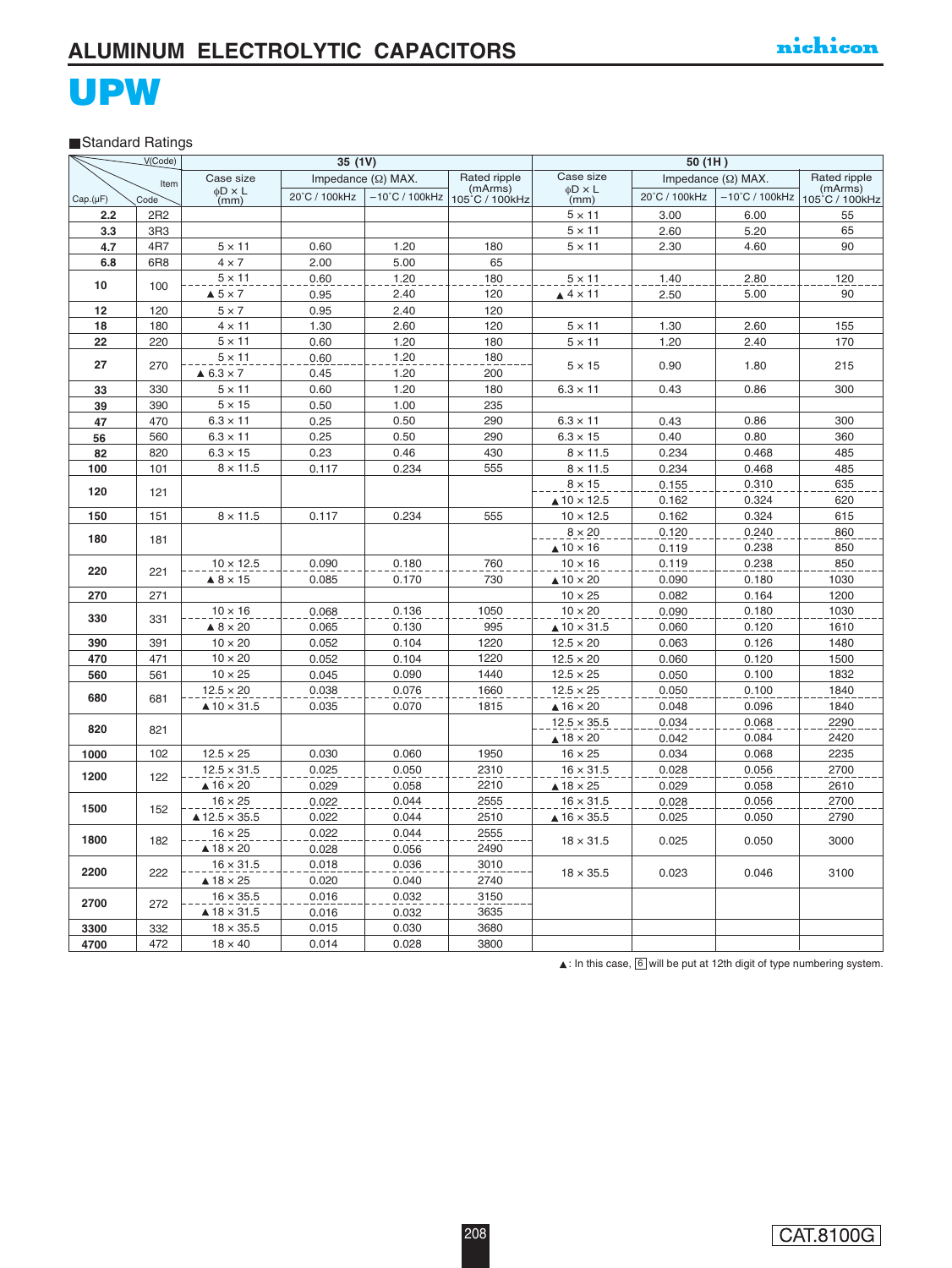# ALUMINUM ELECTROLYTIC CAPACITORS

nichicon

# UPW

■Standard Ratings

| Cap.(μF) | Code | 35 (1V) Case size φD × L (mm) | 35 (1V) Impedance (Ω) MAX. 20°C / 100kHz | 35 (1V) Impedance (Ω) MAX. −10°C / 100kHz | 35 (1V) Rated ripple (mArms) 105°C / 100kHz | 50 (1H) Case size φD × L (mm) | 50 (1H) Impedance (Ω) MAX. 20°C / 100kHz | 50 (1H) Impedance (Ω) MAX. −10°C / 100kHz | 50 (1H) Rated ripple (mArms) 105°C / 100kHz |
|---|---|---|---|---|---|---|---|---|---|
| 2.2 | 2R2 | | | | | 5 × 11 | 3.00 | 6.00 | 55 |
| 3.3 | 3R3 | | | | | 5 × 11 | 2.60 | 5.20 | 65 |
| 4.7 | 4R7 | 5 × 11 | 0.60 | 1.20 | 180 | 5 × 11 | 2.30 | 4.60 | 90 |
| 6.8 | 6R8 | 4 × 7 | 2.00 | 5.00 | 65 | | | | |
| 10 | 100 | 5 × 11 | 0.60 | 1.20 | 180 | 5 × 11 | 1.40 | 2.80 | 120 |
| | | ▲5 × 7 | 0.95 | 2.40 | 120 | ▲4 × 11 | 2.50 | 5.00 | 90 |
| 12 | 120 | 5 × 7 | 0.95 | 2.40 | 120 | | | | |
| 18 | 180 | 4 × 11 | 1.30 | 2.60 | 120 | 5 × 11 | 1.30 | 2.60 | 155 |
| 22 | 220 | 5 × 11 | 0.60 | 1.20 | 180 | 5 × 11 | 1.20 | 2.40 | 170 |
| 27 | 270 | 5 × 11 | 0.60 | 1.20 | 180 | 5 × 15 | 0.90 | 1.80 | 215 |
| | | ▲6.3 × 7 | 0.45 | 1.20 | 200 | | | | |
| 33 | 330 | 5 × 11 | 0.60 | 1.20 | 180 | 6.3 × 11 | 0.43 | 0.86 | 300 |
| 39 | 390 | 5 × 15 | 0.50 | 1.00 | 235 | | | | |
| 47 | 470 | 6.3 × 11 | 0.25 | 0.50 | 290 | 6.3 × 11 | 0.43 | 0.86 | 300 |
| 56 | 560 | 6.3 × 11 | 0.25 | 0.50 | 290 | 6.3 × 15 | 0.40 | 0.80 | 360 |
| 82 | 820 | 6.3 × 15 | 0.23 | 0.46 | 430 | 8 × 11.5 | 0.234 | 0.468 | 485 |
| 100 | 101 | 8 × 11.5 | 0.117 | 0.234 | 555 | 8 × 11.5 | 0.234 | 0.468 | 485 |
| 120 | 121 | | | | | 8 × 15 | 0.155 | 0.310 | 635 |
| | | | | | | ▲10 × 12.5 | 0.162 | 0.324 | 620 |
| 150 | 151 | 8 × 11.5 | 0.117 | 0.234 | 555 | 10 × 12.5 | 0.162 | 0.324 | 615 |
| 180 | 181 | | | | | 8 × 20 | 0.120 | 0.240 | 860 |
| | | | | | | ▲10 × 16 | 0.119 | 0.238 | 850 |
| 220 | 221 | 10 × 12.5 | 0.090 | 0.180 | 760 | 10 × 16 | 0.119 | 0.238 | 850 |
| | | ▲8 × 15 | 0.085 | 0.170 | 730 | ▲10 × 20 | 0.090 | 0.180 | 1030 |
| 270 | 271 | | | | | 10 × 25 | 0.082 | 0.164 | 1200 |
| 330 | 331 | 10 × 16 | 0.068 | 0.136 | 1050 | 10 × 20 | 0.090 | 0.180 | 1030 |
| | | ▲8 × 20 | 0.065 | 0.130 | 995 | ▲10 × 31.5 | 0.060 | 0.120 | 1610 |
| 390 | 391 | 10 × 20 | 0.052 | 0.104 | 1220 | 12.5 × 20 | 0.063 | 0.126 | 1480 |
| 470 | 471 | 10 × 20 | 0.052 | 0.104 | 1220 | 12.5 × 20 | 0.060 | 0.120 | 1500 |
| 560 | 561 | 10 × 25 | 0.045 | 0.090 | 1440 | 12.5 × 25 | 0.050 | 0.100 | 1832 |
| 680 | 681 | 12.5 × 20 | 0.038 | 0.076 | 1660 | 12.5 × 25 | 0.050 | 0.100 | 1840 |
| | | ▲10 × 31.5 | 0.035 | 0.070 | 1815 | ▲16 × 20 | 0.048 | 0.096 | 1840 |
| 820 | 821 | | | | | 12.5 × 35.5 | 0.034 | 0.068 | 2290 |
| | | | | | | ▲18 × 20 | 0.042 | 0.084 | 2420 |
| 1000 | 102 | 12.5 × 25 | 0.030 | 0.060 | 1950 | 16 × 25 | 0.034 | 0.068 | 2235 |
| 1200 | 122 | 12.5 × 31.5 | 0.025 | 0.050 | 2310 | 16 × 31.5 | 0.028 | 0.056 | 2700 |
| | | ▲16 × 20 | 0.029 | 0.058 | 2210 | ▲18 × 25 | 0.029 | 0.058 | 2610 |
| 1500 | 152 | 16 × 25 | 0.022 | 0.044 | 2555 | 16 × 31.5 | 0.028 | 0.056 | 2700 |
| | | ▲12.5 × 35.5 | 0.022 | 0.044 | 2510 | ▲16 × 35.5 | 0.025 | 0.050 | 2790 |
| 1800 | 182 | 16 × 25 | 0.022 | 0.044 | 2555 | 18 × 31.5 | 0.025 | 0.050 | 3000 |
| | | ▲18 × 20 | 0.028 | 0.056 | 2490 | | | | |
| 2200 | 222 | 16 × 31.5 | 0.018 | 0.036 | 3010 | 18 × 35.5 | 0.023 | 0.046 | 3100 |
| | | ▲18 × 25 | 0.020 | 0.040 | 2740 | | | | |
| 2700 | 272 | 16 × 35.5 | 0.016 | 0.032 | 3150 | | | | |
| | | ▲18 × 31.5 | 0.016 | 0.032 | 3635 | | | | |
| 3300 | 332 | 18 × 35.5 | 0.015 | 0.030 | 3680 | | | | |
| 4700 | 472 | 18 × 40 | 0.014 | 0.028 | 3800 | | | | |

▲: In this case, [6] will be put at 12th digit of type numbering system.

CAT.8100G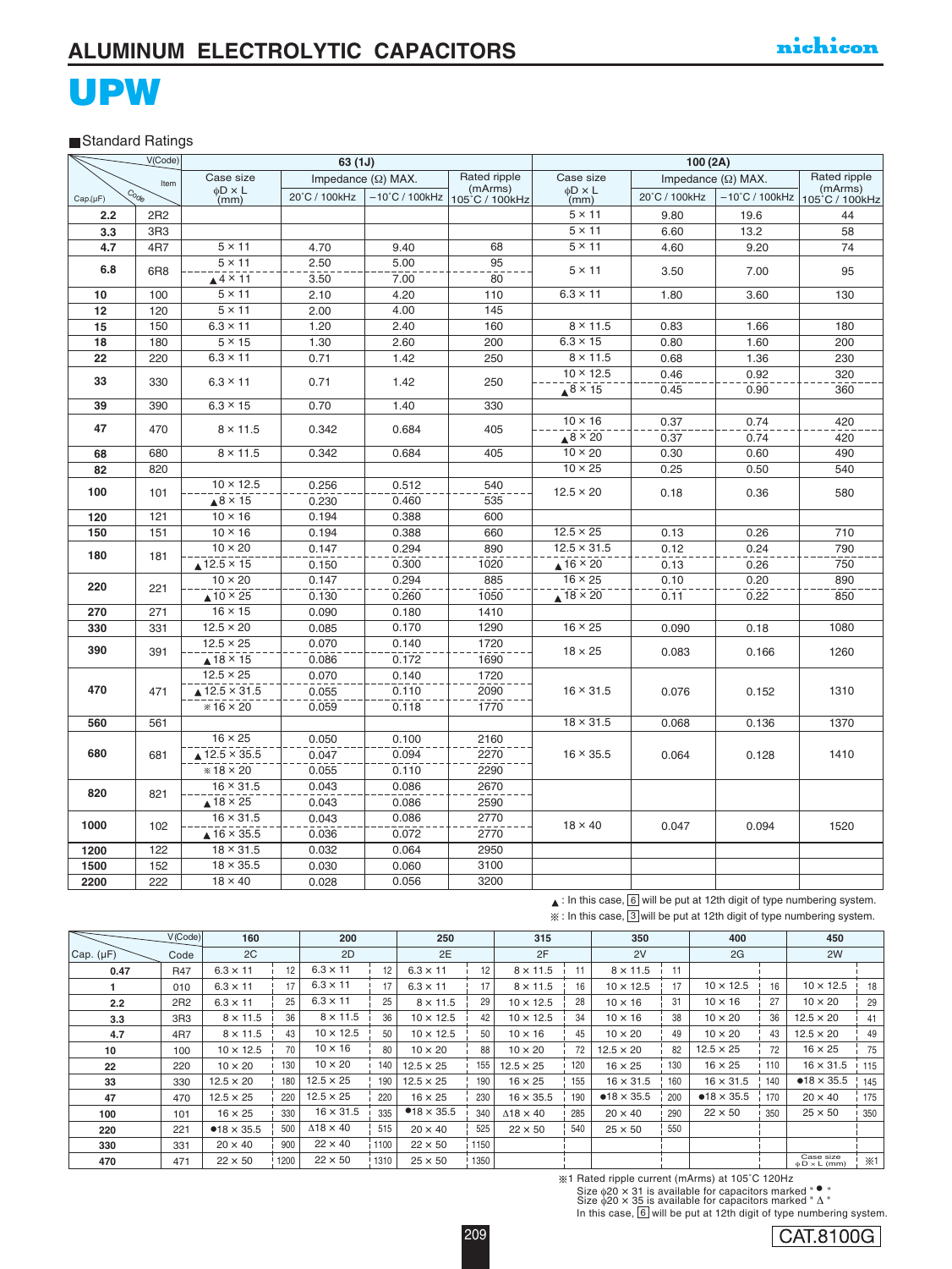# ALUMINUM ELECTROLYTIC CAPACITORS

**nichicon**

# UPW

■Standard Ratings

| Cap.(μF) | Code | 63 (1J) Case size φD × L (mm) | 63 (1J) Impedance (Ω) MAX. 20°C / 100kHz | 63 (1J) Impedance (Ω) MAX. −10°C / 100kHz | 63 (1J) Rated ripple (mArms) 105°C / 100kHz | 100 (2A) Case size φD × L (mm) | 100 (2A) Impedance (Ω) MAX. 20°C / 100kHz | 100 (2A) Impedance (Ω) MAX. −10°C / 100kHz | 100 (2A) Rated ripple (mArms) 105°C / 100kHz |
|---|---|---|---|---|---|---|---|---|---|
| 2.2 | 2R2 | | | | | 5 × 11 | 9.80 | 19.6 | 44 |
| 3.3 | 3R3 | | | | | 5 × 11 | 6.60 | 13.2 | 58 |
| 4.7 | 4R7 | 5 × 11 | 4.70 | 9.40 | 68 | 5 × 11 | 4.60 | 9.20 | 74 |
| 6.8 | 6R8 | 5 × 11 | 2.50 | 5.00 | 95 | 5 × 11 | 3.50 | 7.00 | 95 |
| | | ▲4 × 11 | 3.50 | 7.00 | 80 | | | | |
| 10 | 100 | 5 × 11 | 2.10 | 4.20 | 110 | 6.3 × 11 | 1.80 | 3.60 | 130 |
| 12 | 120 | 5 × 11 | 2.00 | 4.00 | 145 | | | | |
| 15 | 150 | 6.3 × 11 | 1.20 | 2.40 | 160 | 8 × 11.5 | 0.83 | 1.66 | 180 |
| 18 | 180 | 5 × 15 | 1.30 | 2.60 | 200 | 6.3 × 15 | 0.80 | 1.60 | 200 |
| 22 | 220 | 6.3 × 11 | 0.71 | 1.42 | 250 | 8 × 11.5 | 0.68 | 1.36 | 230 |
| 33 | 330 | 6.3 × 11 | 0.71 | 1.42 | 250 | 10 × 12.5 | 0.46 | 0.92 | 320 |
| | | | | | | ▲8 × 15 | 0.45 | 0.90 | 360 |
| 39 | 390 | 6.3 × 15 | 0.70 | 1.40 | 330 | | | | |
| 47 | 470 | 8 × 11.5 | 0.342 | 0.684 | 405 | 10 × 16 | 0.37 | 0.74 | 420 |
| | | | | | | ▲8 × 20 | 0.37 | 0.74 | 420 |
| 68 | 680 | 8 × 11.5 | 0.342 | 0.684 | 405 | 10 × 20 | 0.30 | 0.60 | 490 |
| 82 | 820 | | | | | 10 × 25 | 0.25 | 0.50 | 540 |
| 100 | 101 | 10 × 12.5 | 0.256 | 0.512 | 540 | 12.5 × 20 | 0.18 | 0.36 | 580 |
| | | ▲8 × 15 | 0.230 | 0.460 | 535 | | | | |
| 120 | 121 | 10 × 16 | 0.194 | 0.388 | 600 | | | | |
| 150 | 151 | 10 × 16 | 0.194 | 0.388 | 660 | 12.5 × 25 | 0.13 | 0.26 | 710 |
| 180 | 181 | 10 × 20 | 0.147 | 0.294 | 890 | 12.5 × 31.5 | 0.12 | 0.24 | 790 |
| | | ▲12.5 × 15 | 0.150 | 0.300 | 1020 | ▲16 × 20 | 0.13 | 0.26 | 750 |
| 220 | 221 | 10 × 20 | 0.147 | 0.294 | 885 | 16 × 25 | 0.10 | 0.20 | 890 |
| | | ▲10 × 25 | 0.130 | 0.260 | 1050 | ▲18 × 20 | 0.11 | 0.22 | 850 |
| 270 | 271 | 16 × 15 | 0.090 | 0.180 | 1410 | | | | |
| 330 | 331 | 12.5 × 20 | 0.085 | 0.170 | 1290 | 16 × 25 | 0.090 | 0.18 | 1080 |
| 390 | 391 | 12.5 × 25 | 0.070 | 0.140 | 1720 | 18 × 25 | 0.083 | 0.166 | 1260 |
| | | ▲18 × 15 | 0.086 | 0.172 | 1690 | | | | |
| 470 | 471 | 12.5 × 25 | 0.070 | 0.140 | 1720 | 16 × 31.5 | 0.076 | 0.152 | 1310 |
| | | ▲12.5 × 31.5 | 0.055 | 0.110 | 2090 | | | | |
| | | ※16 × 20 | 0.059 | 0.118 | 1770 | | | | |
| 560 | 561 | | | | | 18 × 31.5 | 0.068 | 0.136 | 1370 |
| 680 | 681 | 16 × 25 | 0.050 | 0.100 | 2160 | 16 × 35.5 | 0.064 | 0.128 | 1410 |
| | | ▲12.5 × 35.5 | 0.047 | 0.094 | 2270 | | | | |
| | | ※18 × 20 | 0.055 | 0.110 | 2290 | | | | |
| 820 | 821 | 16 × 31.5 | 0.043 | 0.086 | 2670 | | | | |
| | | ▲18 × 25 | 0.043 | 0.086 | 2590 | | | | |
| 1000 | 102 | 16 × 31.5 | 0.043 | 0.086 | 2770 | 18 × 40 | 0.047 | 0.094 | 1520 |
| | | ▲16 × 35.5 | 0.036 | 0.072 | 2770 | | | | |
| 1200 | 122 | 18 × 31.5 | 0.032 | 0.064 | 2950 | | | | |
| 1500 | 152 | 18 × 35.5 | 0.030 | 0.060 | 3100 | | | | |
| 2200 | 222 | 18 × 40 | 0.028 | 0.056 | 3200 | | | | |

▲: In this case, [6] will be put at 12th digit of type numbering system.

※: In this case, [3] will be put at 12th digit of type numbering system.

| Cap. (μF) | V(Code) Code | 160 (2C) | | 200 (2D) | | 250 (2E) | | 315 (2F) | | 350 (2V) | | 400 (2G) | | 450 (2W) | |
|---|---|---|---|---|---|---|---|---|---|---|---|---|---|---|---|
| 0.47 | R47 | 6.3 × 11 | 12 | 6.3 × 11 | 12 | 6.3 × 11 | 12 | 8 × 11.5 | 11 | 8 × 11.5 | 11 | | | | |
| 1 | 010 | 6.3 × 11 | 17 | 6.3 × 11 | 17 | 6.3 × 11 | 17 | 8 × 11.5 | 16 | 10 × 12.5 | 17 | 10 × 12.5 | 16 | 10 × 12.5 | 18 |
| 2.2 | 2R2 | 6.3 × 11 | 25 | 6.3 × 11 | 25 | 8 × 11.5 | 29 | 10 × 12.5 | 28 | 10 × 16 | 31 | 10 × 16 | 27 | 10 × 20 | 29 |
| 3.3 | 3R3 | 8 × 11.5 | 36 | 8 × 11.5 | 36 | 10 × 12.5 | 42 | 10 × 12.5 | 34 | 10 × 16 | 38 | 10 × 20 | 36 | 12.5 × 20 | 41 |
| 4.7 | 4R7 | 8 × 11.5 | 43 | 10 × 12.5 | 50 | 10 × 12.5 | 50 | 10 × 16 | 45 | 10 × 20 | 49 | 10 × 20 | 43 | 12.5 × 20 | 49 |
| 10 | 100 | 10 × 12.5 | 70 | 10 × 16 | 80 | 10 × 20 | 88 | 10 × 20 | 72 | 12.5 × 20 | 82 | 12.5 × 25 | 72 | 16 × 25 | 75 |
| 22 | 220 | 10 × 20 | 130 | 10 × 20 | 140 | 12.5 × 25 | 155 | 12.5 × 25 | 120 | 16 × 25 | 130 | 16 × 25 | 110 | 16 × 31.5 | 115 |
| 33 | 330 | 12.5 × 20 | 180 | 12.5 × 25 | 190 | 12.5 × 25 | 190 | 16 × 25 | 155 | 16 × 31.5 | 160 | 16 × 31.5 | 140 | ●18 × 35.5 | 145 |
| 47 | 470 | 12.5 × 25 | 220 | 12.5 × 25 | 220 | 16 × 25 | 230 | 16 × 35.5 | 190 | ●18 × 35.5 | 200 | ●18 × 35.5 | 170 | 20 × 40 | 175 |
| 100 | 101 | 16 × 25 | 330 | 16 × 31.5 | 335 | ●18 × 35.5 | 340 | Δ18 × 40 | 285 | 20 × 40 | 290 | 22 × 50 | 350 | 25 × 50 | 350 |
| 220 | 221 | ●18 × 35.5 | 500 | Δ18 × 40 | 515 | 20 × 40 | 525 | 22 × 50 | 540 | 25 × 50 | 550 | | | | |
| 330 | 331 | 20 × 40 | 900 | 22 × 40 | 1100 | 22 × 50 | 1150 | | | | | | | | |
| 470 | 471 | 22 × 50 | 1200 | 22 × 50 | 1310 | 25 × 50 | 1350 | | | | | | | Case size φD × L (mm) | ※1 |

※1 Rated ripple current (mArms) at 105°C 120Hz
Size φ20 × 31 is available for capacitors marked " ● "
Size φ20 × 35 is available for capacitors marked " Δ "
In this case, [6] will be put at 12th digit of type numbering system.

CAT.8100G